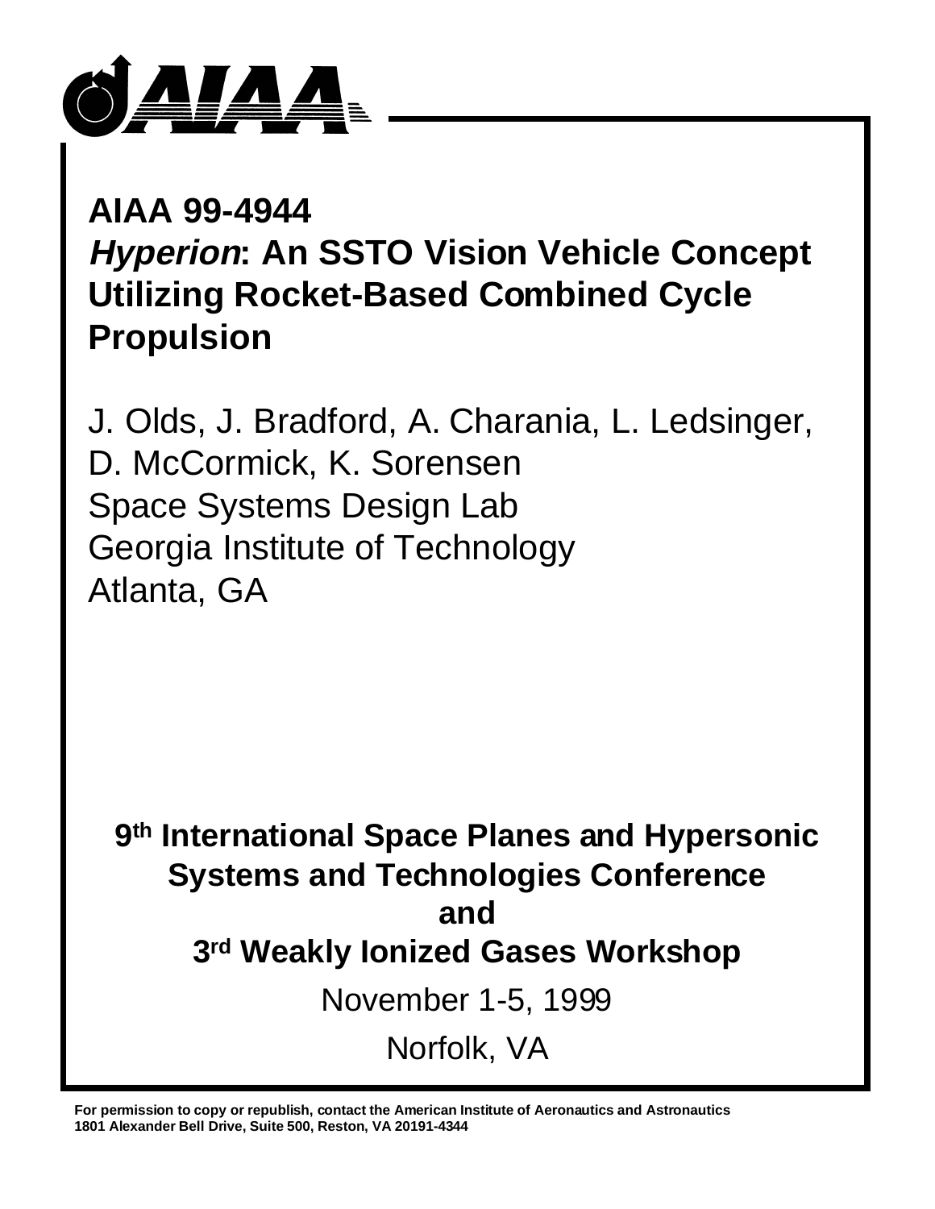# AIAA 99-4944

# *Hyperion*: An SSTO Vision Vehicle Concept Utilizing Rocket-Based Combined Cycle Propulsion

J. Olds, J. Bradford, A. Charania, L. Ledsinger, D. McCormick, K. Sorensen
Space Systems Design Lab
Georgia Institute of Technology
Atlanta, GA

**9th International Space Planes and Hypersonic Systems and Technologies Conference**
**and**
**3rd Weakly Ionized Gases Workshop**

November 1-5, 1999

Norfolk, VA

**For permission to copy or republish, contact the American Institute of Aeronautics and Astronautics 1801 Alexander Bell Drive, Suite 500, Reston, VA 20191-4344**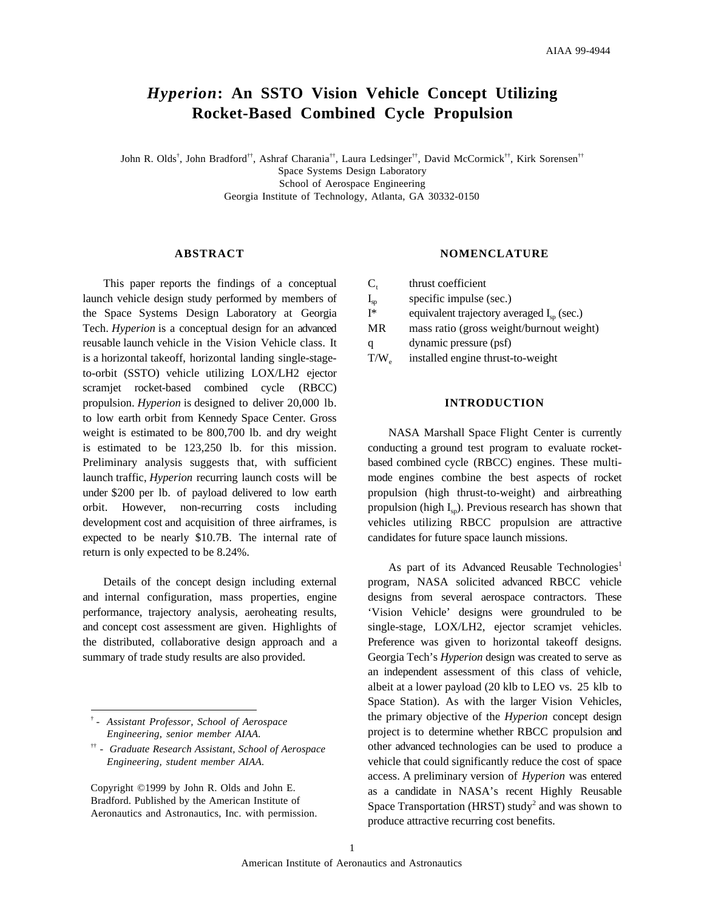# *Hyperion*: An SSTO Vision Vehicle Concept Utilizing Rocket-Based Combined Cycle Propulsion

John R. Olds[†], John Bradford[††], Ashraf Charania[††], Laura Ledsinger[††], David McCormick[††], Kirk Sorensen[††]
Space Systems Design Laboratory
School of Aerospace Engineering
Georgia Institute of Technology, Atlanta, GA 30332-0150

## ABSTRACT

This paper reports the findings of a conceptual launch vehicle design study performed by members of the Space Systems Design Laboratory at Georgia Tech. *Hyperion* is a conceptual design for an advanced reusable launch vehicle in the Vision Vehicle class. It is a horizontal takeoff, horizontal landing single-stage-to-orbit (SSTO) vehicle utilizing LOX/LH2 ejector scramjet rocket-based combined cycle (RBCC) propulsion. *Hyperion* is designed to deliver 20,000 lb. to low earth orbit from Kennedy Space Center. Gross weight is estimated to be 800,700 lb. and dry weight is estimated to be 123,250 lb. for this mission. Preliminary analysis suggests that, with sufficient launch traffic, *Hyperion* recurring launch costs will be under $200 per lb. of payload delivered to low earth orbit. However, non-recurring costs including development cost and acquisition of three airframes, is expected to be nearly $10.7B. The internal rate of return is only expected to be 8.24%.

Details of the concept design including external and internal configuration, mass properties, engine performance, trajectory analysis, aeroheating results, and concept cost assessment are given. Highlights of the distributed, collaborative design approach and a summary of trade study results are also provided.

[†] - *Assistant Professor, School of Aerospace Engineering, senior member AIAA.*

[††] - *Graduate Research Assistant, School of Aerospace Engineering, student member AIAA.*

Copyright ©1999 by John R. Olds and John E. Bradford. Published by the American Institute of Aeronautics and Astronautics, Inc. with permission.

## NOMENCLATURE

| | |
|---|---|
| $C_t$ | thrust coefficient |
| $I_{sp}$ | specific impulse (sec.) |
| $I^*$ | equivalent trajectory averaged $I_{sp}$ (sec.) |
| MR | mass ratio (gross weight/burnout weight) |
| q | dynamic pressure (psf) |
| $T/W_e$ | installed engine thrust-to-weight |

## INTRODUCTION

NASA Marshall Space Flight Center is currently conducting a ground test program to evaluate rocket-based combined cycle (RBCC) engines. These multi-mode engines combine the best aspects of rocket propulsion (high thrust-to-weight) and airbreathing propulsion (high $I_{sp}$). Previous research has shown that vehicles utilizing RBCC propulsion are attractive candidates for future space launch missions.

As part of its Advanced Reusable Technologies[1] program, NASA solicited advanced RBCC vehicle designs from several aerospace contractors. These 'Vision Vehicle' designs were groundruled to be single-stage, LOX/LH2, ejector scramjet vehicles. Preference was given to horizontal takeoff designs. Georgia Tech's *Hyperion* design was created to serve as an independent assessment of this class of vehicle, albeit at a lower payload (20 klb to LEO vs. 25 klb to Space Station). As with the larger Vision Vehicles, the primary objective of the *Hyperion* concept design project is to determine whether RBCC propulsion and other advanced technologies can be used to produce a vehicle that could significantly reduce the cost of space access. A preliminary version of *Hyperion* was entered as a candidate in NASA's recent Highly Reusable Space Transportation (HRST) study[2] and was shown to produce attractive recurring cost benefits.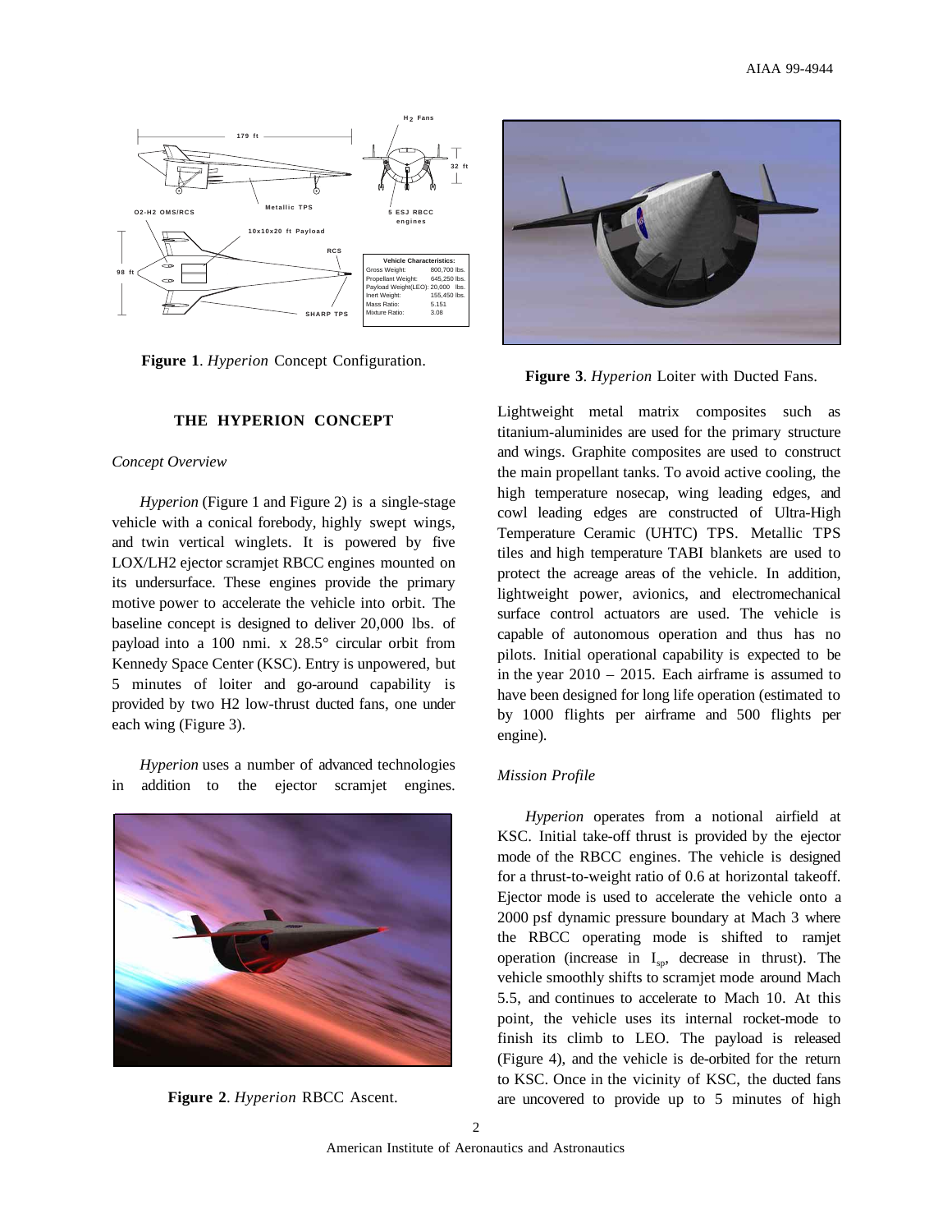Figure 1. *Hyperion* Concept Configuration.

Figure 3. *Hyperion* Loiter with Ducted Fans.

## THE HYPERION CONCEPT

### *Concept Overview*

*Hyperion* (Figure 1 and Figure 2) is a single-stage vehicle with a conical forebody, highly swept wings, and twin vertical winglets. It is powered by five LOX/LH2 ejector scramjet RBCC engines mounted on its undersurface. These engines provide the primary motive power to accelerate the vehicle into orbit. The baseline concept is designed to deliver 20,000 lbs. of payload into a 100 nmi. x 28.5° circular orbit from Kennedy Space Center (KSC). Entry is unpowered, but 5 minutes of loiter and go-around capability is provided by two H2 low-thrust ducted fans, one under each wing (Figure 3).

*Hyperion* uses a number of advanced technologies in addition to the ejector scramjet engines. Lightweight metal matrix composites such as titanium-aluminides are used for the primary structure and wings. Graphite composites are used to construct the main propellant tanks. To avoid active cooling, the high temperature nosecap, wing leading edges, and cowl leading edges are constructed of Ultra-High Temperature Ceramic (UHTC) TPS. Metallic TPS tiles and high temperature TABI blankets are used to protect the acreage areas of the vehicle. In addition, lightweight power, avionics, and electromechanical surface control actuators are used. The vehicle is capable of autonomous operation and thus has no pilots. Initial operational capability is expected to be in the year 2010 – 2015. Each airframe is assumed to have been designed for long life operation (estimated to by 1000 flights per airframe and 500 flights per engine).

Figure 2. *Hyperion* RBCC Ascent.

### *Mission Profile*

*Hyperion* operates from a notional airfield at KSC. Initial take-off thrust is provided by the ejector mode of the RBCC engines. The vehicle is designed for a thrust-to-weight ratio of 0.6 at horizontal takeoff. Ejector mode is used to accelerate the vehicle onto a 2000 psf dynamic pressure boundary at Mach 3 where the RBCC operating mode is shifted to ramjet operation (increase in $I_{sp}$, decrease in thrust). The vehicle smoothly shifts to scramjet mode around Mach 5.5, and continues to accelerate to Mach 10. At this point, the vehicle uses its internal rocket-mode to finish its climb to LEO. The payload is released (Figure 4), and the vehicle is de-orbited for the return to KSC. Once in the vicinity of KSC, the ducted fans are uncovered to provide up to 5 minutes of high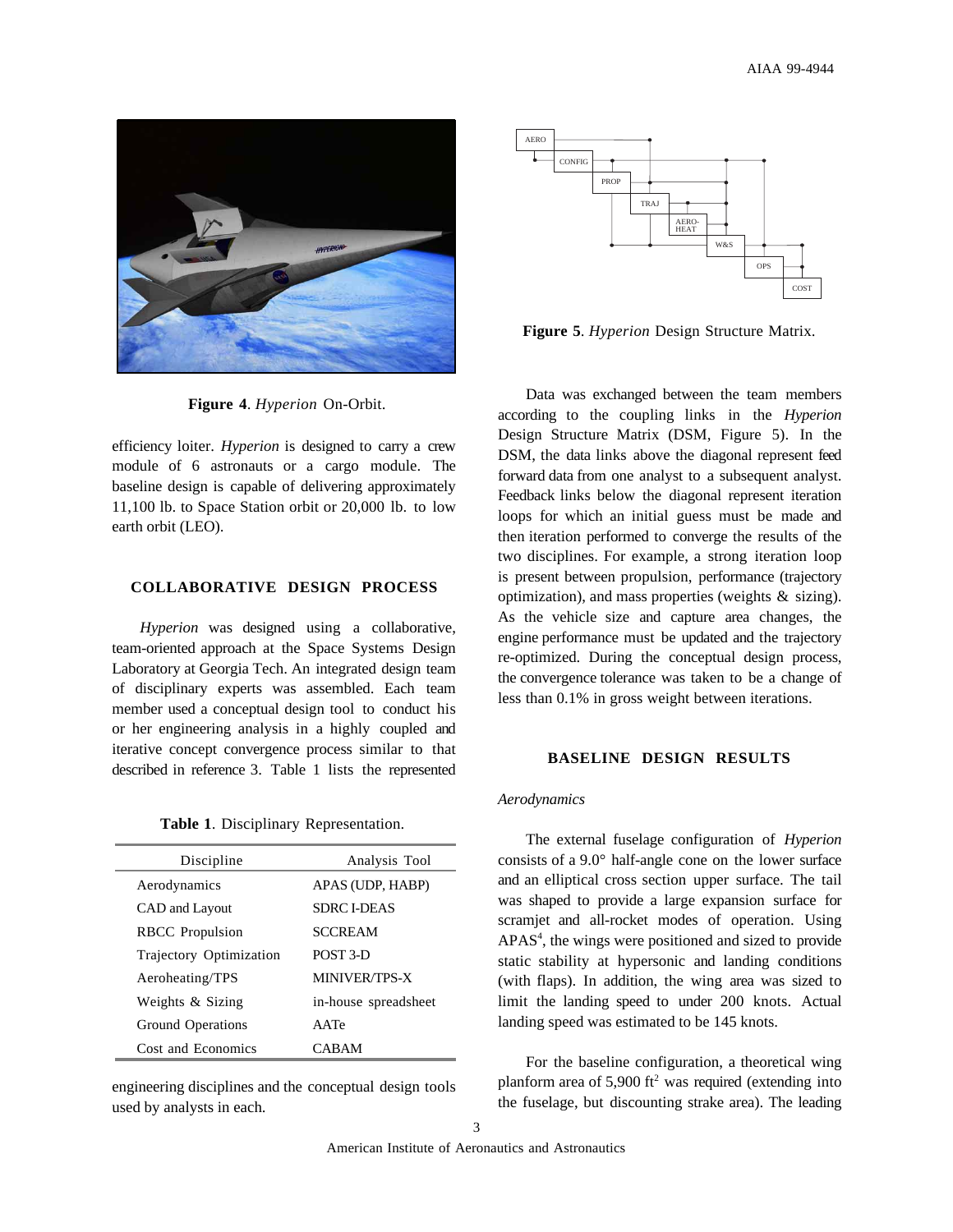**Figure 4**. *Hyperion* On-Orbit.

efficiency loiter. *Hyperion* is designed to carry a crew module of 6 astronauts or a cargo module. The baseline design is capable of delivering approximately 11,100 lb. to Space Station orbit or 20,000 lb. to low earth orbit (LEO).

## COLLABORATIVE DESIGN PROCESS

*Hyperion* was designed using a collaborative, team-oriented approach at the Space Systems Design Laboratory at Georgia Tech. An integrated design team of disciplinary experts was assembled. Each team member used a conceptual design tool to conduct his or her engineering analysis in a highly coupled and iterative concept convergence process similar to that described in reference 3. Table 1 lists the represented engineering disciplines and the conceptual design tools used by analysts in each.

**Table 1**. Disciplinary Representation.

| Discipline | Analysis Tool |
|---|---|
| Aerodynamics | APAS (UDP, HABP) |
| CAD and Layout | SDRC I-DEAS |
| RBCC Propulsion | SCCREAM |
| Trajectory Optimization | POST 3-D |
| Aeroheating/TPS | MINIVER/TPS-X |
| Weights & Sizing | in-house spreadsheet |
| Ground Operations | AATe |
| Cost and Economics | CABAM |

**Figure 5**. *Hyperion* Design Structure Matrix.

Data was exchanged between the team members according to the coupling links in the *Hyperion* Design Structure Matrix (DSM, Figure 5). In the DSM, the data links above the diagonal represent feed forward data from one analyst to a subsequent analyst. Feedback links below the diagonal represent iteration loops for which an initial guess must be made and then iteration performed to converge the results of the two disciplines. For example, a strong iteration loop is present between propulsion, performance (trajectory optimization), and mass properties (weights & sizing). As the vehicle size and capture area changes, the engine performance must be updated and the trajectory re-optimized. During the conceptual design process, the convergence tolerance was taken to be a change of less than 0.1% in gross weight between iterations.

## BASELINE DESIGN RESULTS

### *Aerodynamics*

The external fuselage configuration of *Hyperion* consists of a 9.0° half-angle cone on the lower surface and an elliptical cross section upper surface. The tail was shaped to provide a large expansion surface for scramjet and all-rocket modes of operation. Using APAS[4], the wings were positioned and sized to provide static stability at hypersonic and landing conditions (with flaps). In addition, the wing area was sized to limit the landing speed to under 200 knots. Actual landing speed was estimated to be 145 knots.

For the baseline configuration, a theoretical wing planform area of 5,900 ft$^2$ was required (extending into the fuselage, but discounting strake area). The leading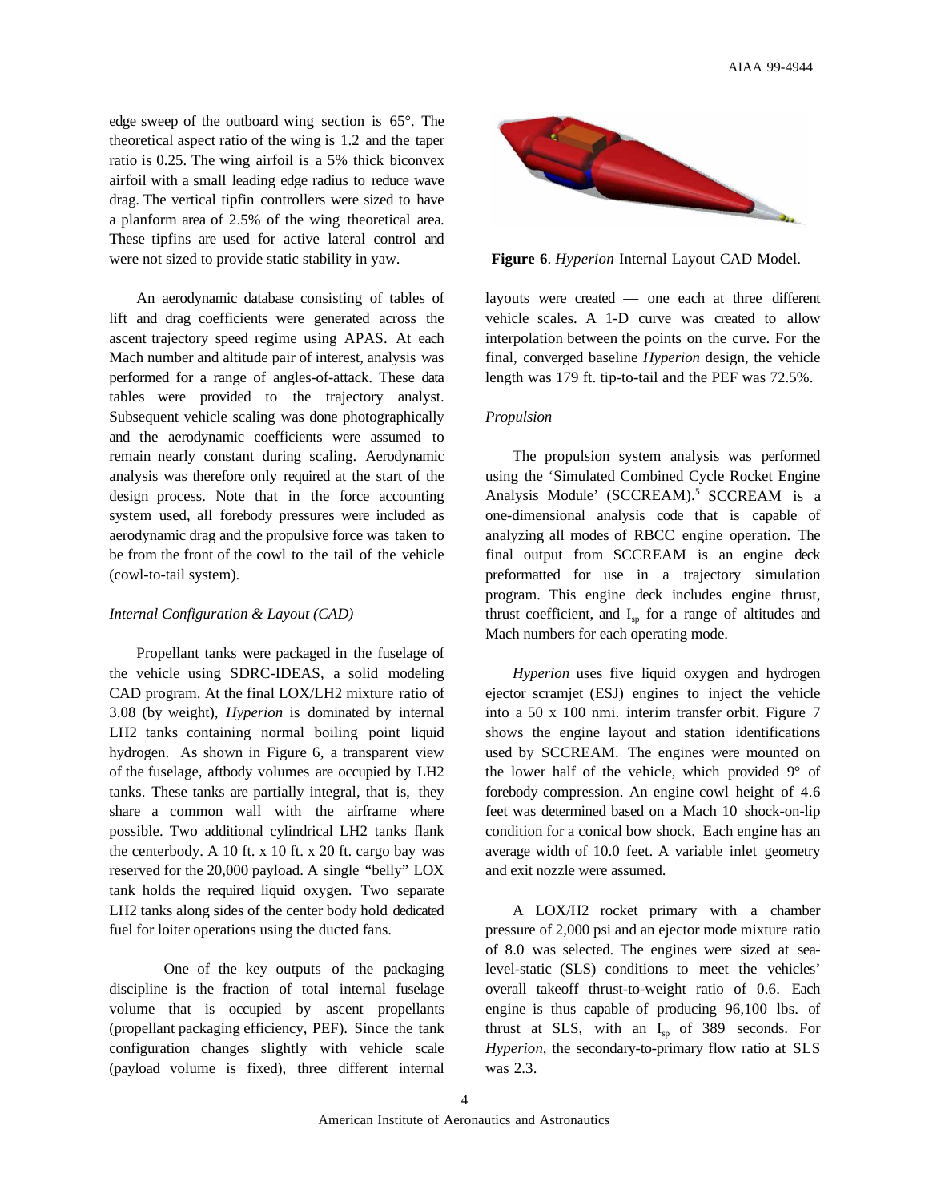edge sweep of the outboard wing section is 65°. The theoretical aspect ratio of the wing is 1.2 and the taper ratio is 0.25. The wing airfoil is a 5% thick biconvex airfoil with a small leading edge radius to reduce wave drag. The vertical tipfin controllers were sized to have a planform area of 2.5% of the wing theoretical area. These tipfins are used for active lateral control and were not sized to provide static stability in yaw.

An aerodynamic database consisting of tables of lift and drag coefficients were generated across the ascent trajectory speed regime using APAS. At each Mach number and altitude pair of interest, analysis was performed for a range of angles-of-attack. These data tables were provided to the trajectory analyst. Subsequent vehicle scaling was done photographically and the aerodynamic coefficients were assumed to remain nearly constant during scaling. Aerodynamic analysis was therefore only required at the start of the design process. Note that in the force accounting system used, all forebody pressures were included as aerodynamic drag and the propulsive force was taken to be from the front of the cowl to the tail of the vehicle (cowl-to-tail system).

*Internal Configuration & Layout (CAD)*

Propellant tanks were packaged in the fuselage of the vehicle using SDRC-IDEAS, a solid modeling CAD program. At the final LOX/LH2 mixture ratio of 3.08 (by weight), *Hyperion* is dominated by internal LH2 tanks containing normal boiling point liquid hydrogen. As shown in Figure 6, a transparent view of the fuselage, aftbody volumes are occupied by LH2 tanks. These tanks are partially integral, that is, they share a common wall with the airframe where possible. Two additional cylindrical LH2 tanks flank the centerbody. A 10 ft. x 10 ft. x 20 ft. cargo bay was reserved for the 20,000 payload. A single "belly" LOX tank holds the required liquid oxygen. Two separate LH2 tanks along sides of the center body hold dedicated fuel for loiter operations using the ducted fans.

One of the key outputs of the packaging discipline is the fraction of total internal fuselage volume that is occupied by ascent propellants (propellant packaging efficiency, PEF). Since the tank configuration changes slightly with vehicle scale (payload volume is fixed), three different internal layouts were created — one each at three different vehicle scales. A 1-D curve was created to allow interpolation between the points on the curve. For the final, converged baseline *Hyperion* design, the vehicle length was 179 ft. tip-to-tail and the PEF was 72.5%.

**Figure 6**. *Hyperion* Internal Layout CAD Model.

*Propulsion*

The propulsion system analysis was performed using the 'Simulated Combined Cycle Rocket Engine Analysis Module' (SCCREAM).[5] SCCREAM is a one-dimensional analysis code that is capable of analyzing all modes of RBCC engine operation. The final output from SCCREAM is an engine deck preformatted for use in a trajectory simulation program. This engine deck includes engine thrust, thrust coefficient, and $I_{sp}$ for a range of altitudes and Mach numbers for each operating mode.

*Hyperion* uses five liquid oxygen and hydrogen ejector scramjet (ESJ) engines to inject the vehicle into a 50 x 100 nmi. interim transfer orbit. Figure 7 shows the engine layout and station identifications used by SCCREAM. The engines were mounted on the lower half of the vehicle, which provided 9° of forebody compression. An engine cowl height of 4.6 feet was determined based on a Mach 10 shock-on-lip condition for a conical bow shock. Each engine has an average width of 10.0 feet. A variable inlet geometry and exit nozzle were assumed.

A LOX/H2 rocket primary with a chamber pressure of 2,000 psi and an ejector mode mixture ratio of 8.0 was selected. The engines were sized at sea-level-static (SLS) conditions to meet the vehicles' overall takeoff thrust-to-weight ratio of 0.6. Each engine is thus capable of producing 96,100 lbs. of thrust at SLS, with an $I_{sp}$ of 389 seconds. For *Hyperion*, the secondary-to-primary flow ratio at SLS was 2.3.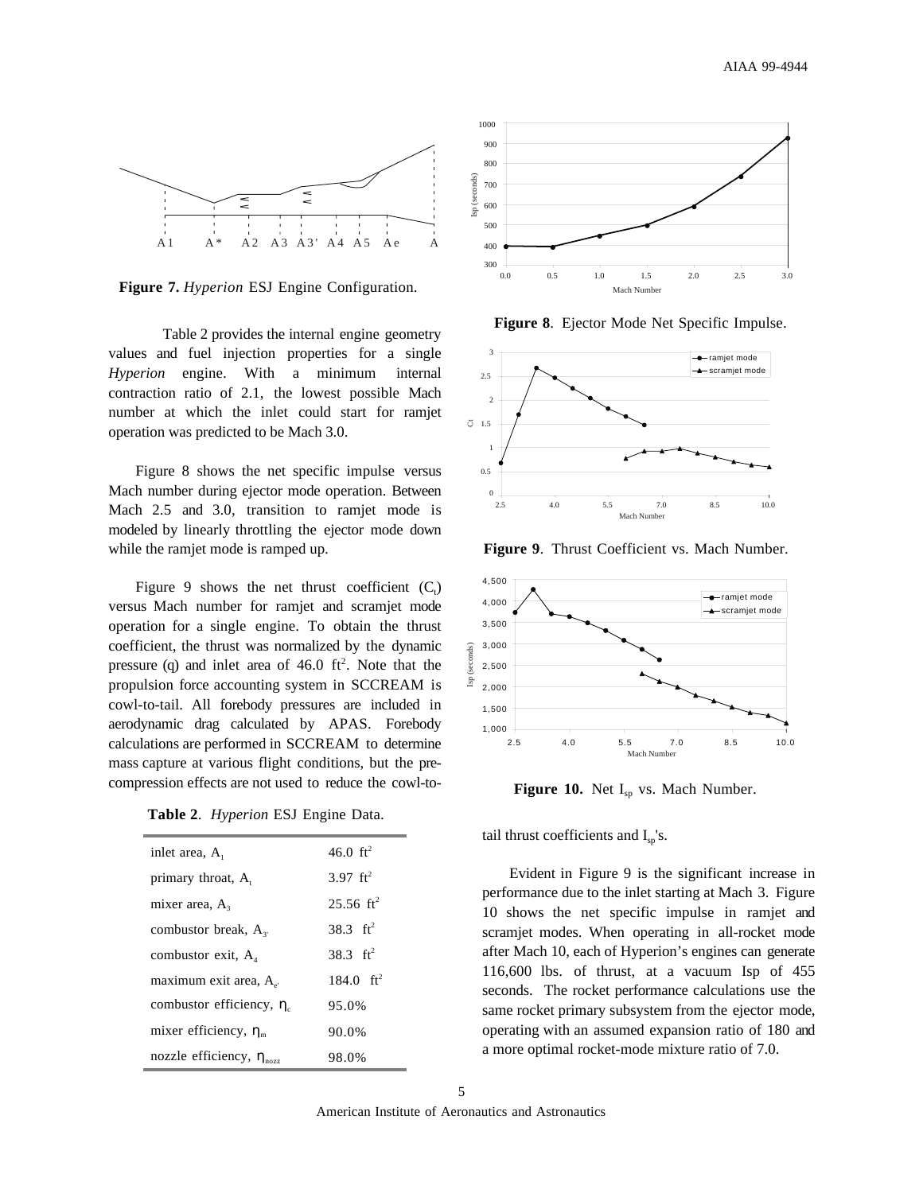**Figure 7.** *Hyperion* ESJ Engine Configuration.

Table 2 provides the internal engine geometry values and fuel injection properties for a single *Hyperion* engine. With a minimum internal contraction ratio of 2.1, the lowest possible Mach number at which the inlet could start for ramjet operation was predicted to be Mach 3.0.

Figure 8 shows the net specific impulse versus Mach number during ejector mode operation. Between Mach 2.5 and 3.0, transition to ramjet mode is modeled by linearly throttling the ejector mode down while the ramjet mode is ramped up.

Figure 9 shows the net thrust coefficient ($C_t$) versus Mach number for ramjet and scramjet mode operation for a single engine. To obtain the thrust coefficient, the thrust was normalized by the dynamic pressure (q) and inlet area of 46.0 $ft^2$. Note that the propulsion force accounting system in SCCREAM is cowl-to-tail. All forebody pressures are included in aerodynamic drag calculated by APAS. Forebody calculations are performed in SCCREAM to determine mass capture at various flight conditions, but the pre-compression effects are not used to reduce the cowl-to-tail thrust coefficients and $I_{sp}$'s.

**Table 2**. *Hyperion* ESJ Engine Data.

| | |
|---|---|
| inlet area, $A_1$ | 46.0 $ft^2$ |
| primary throat, $A_t$ | 3.97 $ft^2$ |
| mixer area, $A_3$ | 25.56 $ft^2$ |
| combustor break, $A_{3'}$ | 38.3 $ft^2$ |
| combustor exit, $A_4$ | 38.3 $ft^2$ |
| maximum exit area, $A_{e'}$ | 184.0 $ft^2$ |
| combustor efficiency, $\eta_c$ | 95.0% |
| mixer efficiency, $\eta_m$ | 90.0% |
| nozzle efficiency, $\eta_{nozz}$ | 98.0% |

**Figure 8**. Ejector Mode Net Specific Impulse.

**Figure 9**. Thrust Coefficient vs. Mach Number.

**Figure 10.** Net $I_{sp}$ vs. Mach Number.

Evident in Figure 9 is the significant increase in performance due to the inlet starting at Mach 3. Figure 10 shows the net specific impulse in ramjet and scramjet modes. When operating in all-rocket mode after Mach 10, each of Hyperion's engines can generate 116,600 lbs. of thrust, at a vacuum Isp of 455 seconds. The rocket performance calculations use the same rocket primary subsystem from the ejector mode, operating with an assumed expansion ratio of 180 and a more optimal rocket-mode mixture ratio of 7.0.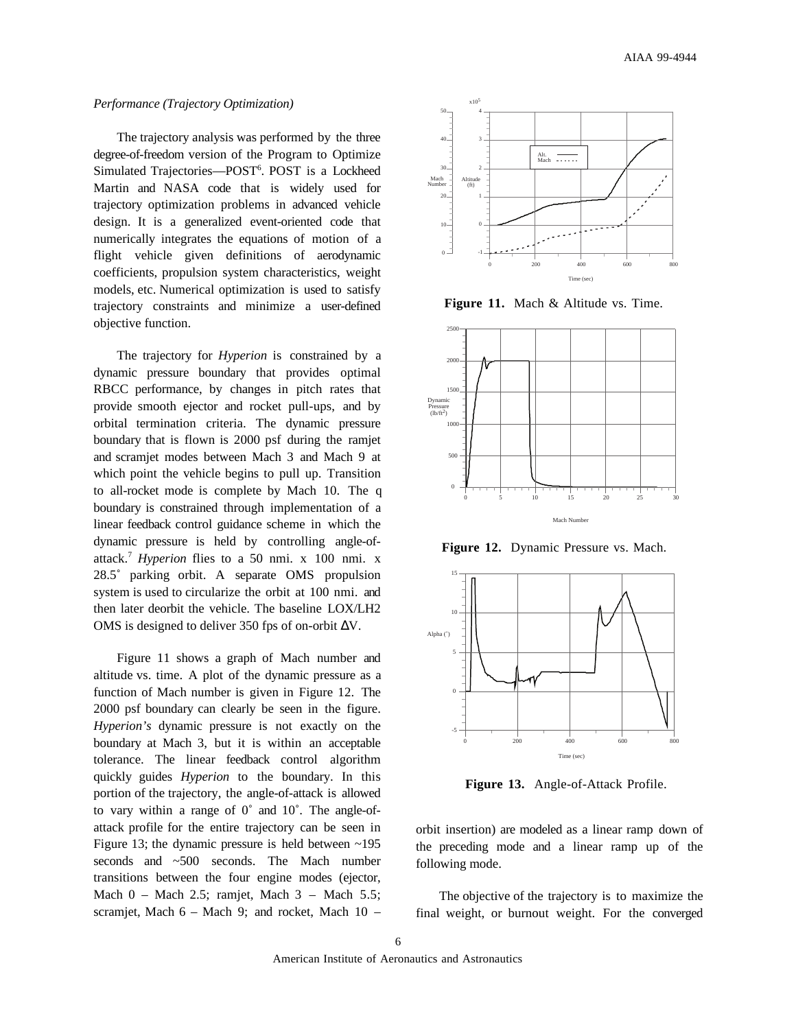*Performance (Trajectory Optimization)*

The trajectory analysis was performed by the three degree-of-freedom version of the Program to Optimize Simulated Trajectories—POST[6]. POST is a Lockheed Martin and NASA code that is widely used for trajectory optimization problems in advanced vehicle design. It is a generalized event-oriented code that numerically integrates the equations of motion of a flight vehicle given definitions of aerodynamic coefficients, propulsion system characteristics, weight models, etc. Numerical optimization is used to satisfy trajectory constraints and minimize a user-defined objective function.

The trajectory for *Hyperion* is constrained by a dynamic pressure boundary that provides optimal RBCC performance, by changes in pitch rates that provide smooth ejector and rocket pull-ups, and by orbital termination criteria. The dynamic pressure boundary that is flown is 2000 psf during the ramjet and scramjet modes between Mach 3 and Mach 9 at which point the vehicle begins to pull up. Transition to all-rocket mode is complete by Mach 10. The q boundary is constrained through implementation of a linear feedback control guidance scheme in which the dynamic pressure is held by controlling angle-of-attack.[7] *Hyperion* flies to a 50 nmi. x 100 nmi. x 28.5˚ parking orbit. A separate OMS propulsion system is used to circularize the orbit at 100 nmi. and then later deorbit the vehicle. The baseline LOX/LH2 OMS is designed to deliver 350 fps of on-orbit $\Delta$V.

Figure 11 shows a graph of Mach number and altitude vs. time. A plot of the dynamic pressure as a function of Mach number is given in Figure 12. The 2000 psf boundary can clearly be seen in the figure. *Hyperion's* dynamic pressure is not exactly on the boundary at Mach 3, but it is within an acceptable tolerance. The linear feedback control algorithm quickly guides *Hyperion* to the boundary. In this portion of the trajectory, the angle-of-attack is allowed to vary within a range of 0˚ and 10˚. The angle-of-attack profile for the entire trajectory can be seen in Figure 13; the dynamic pressure is held between ~195 seconds and ~500 seconds. The Mach number transitions between the four engine modes (ejector, Mach 0 – Mach 2.5; ramjet, Mach 3 – Mach 5.5; scramjet, Mach 6 – Mach 9; and rocket, Mach 10 – orbit insertion) are modeled as a linear ramp down of the preceding mode and a linear ramp up of the following mode.

**Figure 11.** Mach & Altitude vs. Time.

**Figure 12.** Dynamic Pressure vs. Mach.

**Figure 13.** Angle-of-Attack Profile.

The objective of the trajectory is to maximize the final weight, or burnout weight. For the converged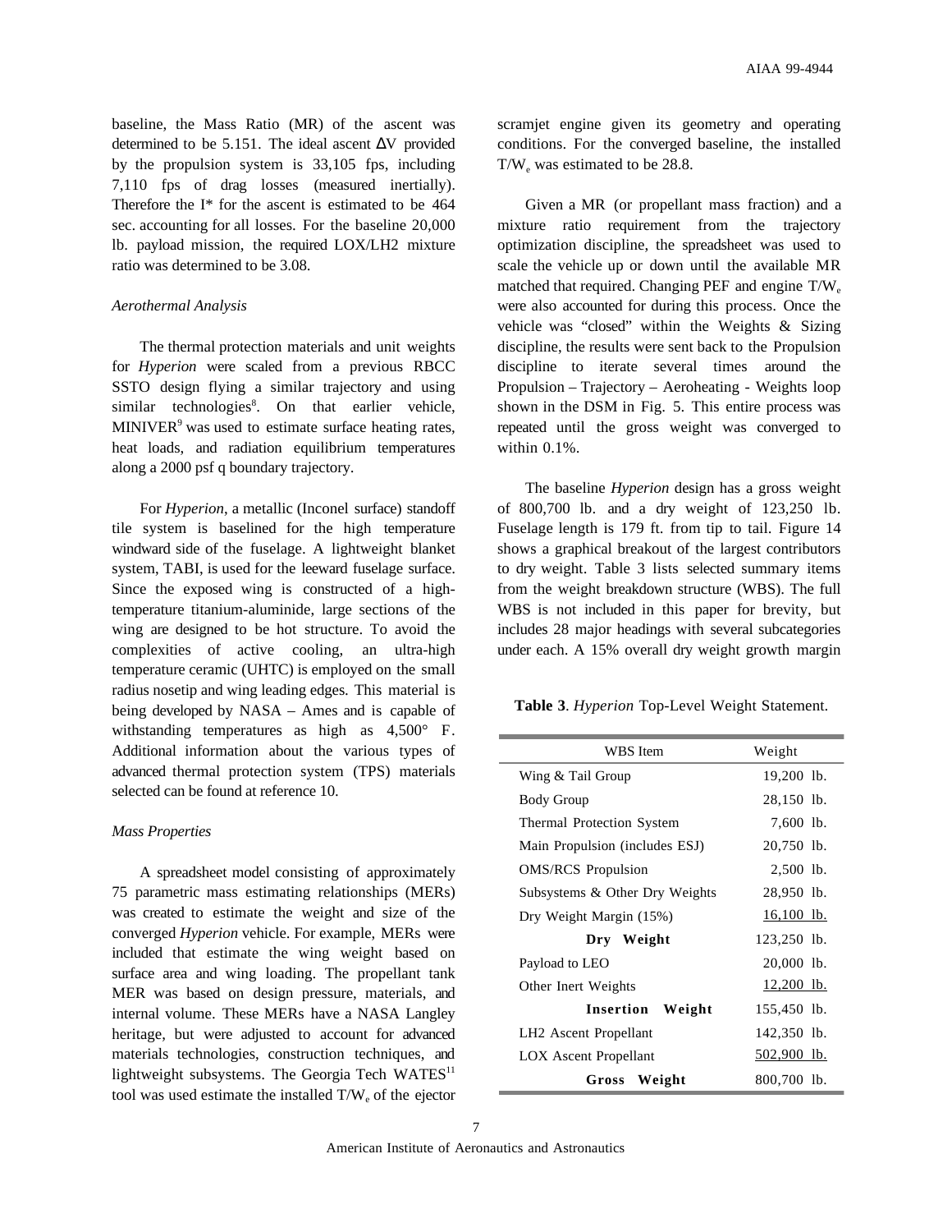baseline, the Mass Ratio (MR) of the ascent was determined to be 5.151. The ideal ascent $\Delta$V provided by the propulsion system is 33,105 fps, including 7,110 fps of drag losses (measured inertially). Therefore the I* for the ascent is estimated to be 464 sec. accounting for all losses. For the baseline 20,000 lb. payload mission, the required LOX/LH2 mixture ratio was determined to be 3.08.

*Aerothermal Analysis*

The thermal protection materials and unit weights for *Hyperion* were scaled from a previous RBCC SSTO design flying a similar trajectory and using similar technologies[8]. On that earlier vehicle, MINIVER[9] was used to estimate surface heating rates, heat loads, and radiation equilibrium temperatures along a 2000 psf q boundary trajectory.

For *Hyperion*, a metallic (Inconel surface) standoff tile system is baselined for the high temperature windward side of the fuselage. A lightweight blanket system, TABI, is used for the leeward fuselage surface. Since the exposed wing is constructed of a high-temperature titanium-aluminide, large sections of the wing are designed to be hot structure. To avoid the complexities of active cooling, an ultra-high temperature ceramic (UHTC) is employed on the small radius nosetip and wing leading edges. This material is being developed by NASA – Ames and is capable of withstanding temperatures as high as 4,500° F. Additional information about the various types of advanced thermal protection system (TPS) materials selected can be found at reference 10.

*Mass Properties*

A spreadsheet model consisting of approximately 75 parametric mass estimating relationships (MERs) was created to estimate the weight and size of the converged *Hyperion* vehicle. For example, MERs were included that estimate the wing weight based on surface area and wing loading. The propellant tank MER was based on design pressure, materials, and internal volume. These MERs have a NASA Langley heritage, but were adjusted to account for advanced materials technologies, construction techniques, and lightweight subsystems. The Georgia Tech WATES[11] tool was used estimate the installed $T/W_e$ of the ejector scramjet engine given its geometry and operating conditions. For the converged baseline, the installed $T/W_e$ was estimated to be 28.8.

Given a MR (or propellant mass fraction) and a mixture ratio requirement from the trajectory optimization discipline, the spreadsheet was used to scale the vehicle up or down until the available MR matched that required. Changing PEF and engine $T/W_e$ were also accounted for during this process. Once the vehicle was "closed" within the Weights & Sizing discipline, the results were sent back to the Propulsion discipline to iterate several times around the Propulsion – Trajectory – Aeroheating - Weights loop shown in the DSM in Fig. 5. This entire process was repeated until the gross weight was converged to within 0.1%.

The baseline *Hyperion* design has a gross weight of 800,700 lb. and a dry weight of 123,250 lb. Fuselage length is 179 ft. from tip to tail. Figure 14 shows a graphical breakout of the largest contributors to dry weight. Table 3 lists selected summary items from the weight breakdown structure (WBS). The full WBS is not included in this paper for brevity, but includes 28 major headings with several subcategories under each. A 15% overall dry weight growth margin

**Table 3**. *Hyperion* Top-Level Weight Statement.

| WBS Item | Weight |
|---|---|
| Wing & Tail Group | 19,200 lb. |
| Body Group | 28,150 lb. |
| Thermal Protection System | 7,600 lb. |
| Main Propulsion (includes ESJ) | 20,750 lb. |
| OMS/RCS Propulsion | 2,500 lb. |
| Subsystems & Other Dry Weights | 28,950 lb. |
| Dry Weight Margin (15%) | 16,100 lb. |
| **Dry Weight** | 123,250 lb. |
| Payload to LEO | 20,000 lb. |
| Other Inert Weights | 12,200 lb. |
| **Insertion Weight** | 155,450 lb. |
| LH2 Ascent Propellant | 142,350 lb. |
| LOX Ascent Propellant | 502,900 lb. |
| **Gross Weight** | 800,700 lb. |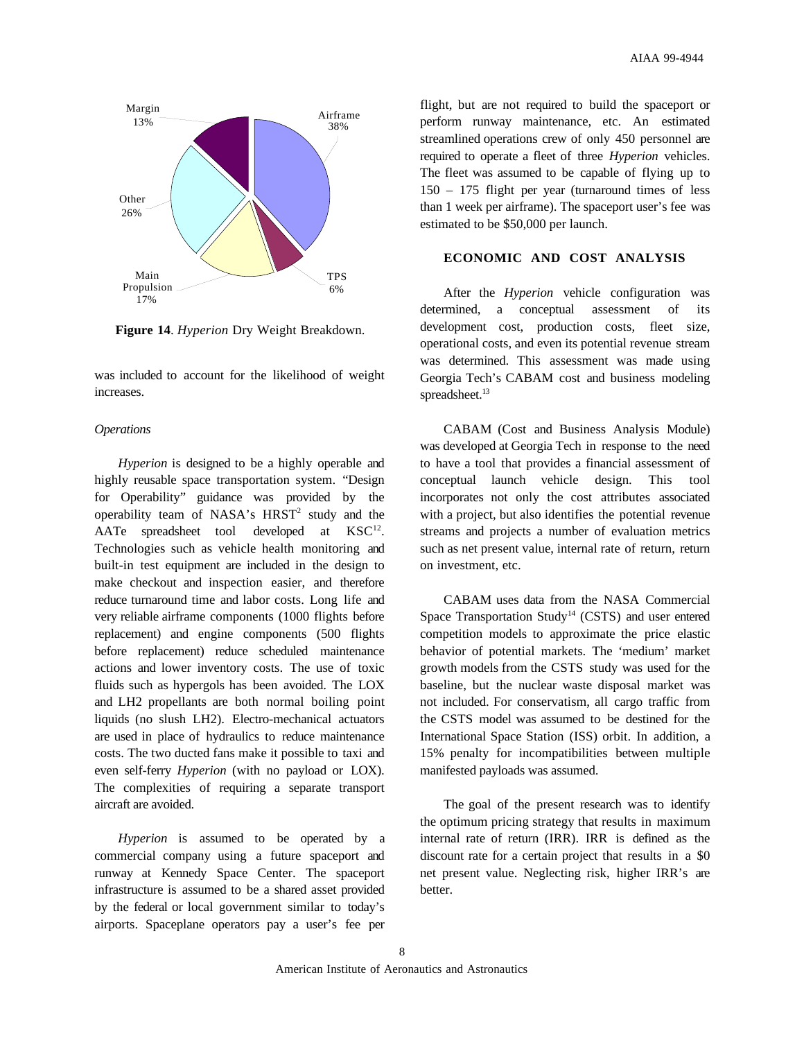Figure 14. *Hyperion* Dry Weight Breakdown.

was included to account for the likelihood of weight increases.

*Operations*

*Hyperion* is designed to be a highly operable and highly reusable space transportation system. "Design for Operability" guidance was provided by the operability team of NASA's HRST[2] study and the AATe spreadsheet tool developed at KSC[12]. Technologies such as vehicle health monitoring and built-in test equipment are included in the design to make checkout and inspection easier, and therefore reduce turnaround time and labor costs. Long life and very reliable airframe components (1000 flights before replacement) and engine components (500 flights before replacement) reduce scheduled maintenance actions and lower inventory costs. The use of toxic fluids such as hypergols has been avoided. The LOX and LH2 propellants are both normal boiling point liquids (no slush LH2). Electro-mechanical actuators are used in place of hydraulics to reduce maintenance costs. The two ducted fans make it possible to taxi and even self-ferry *Hyperion* (with no payload or LOX). The complexities of requiring a separate transport aircraft are avoided.

*Hyperion* is assumed to be operated by a commercial company using a future spaceport and runway at Kennedy Space Center. The spaceport infrastructure is assumed to be a shared asset provided by the federal or local government similar to today's airports. Spaceplane operators pay a user's fee per flight, but are not required to build the spaceport or perform runway maintenance, etc. An estimated streamlined operations crew of only 450 personnel are required to operate a fleet of three *Hyperion* vehicles. The fleet was assumed to be capable of flying up to 150 – 175 flight per year (turnaround times of less than 1 week per airframe). The spaceport user's fee was estimated to be $50,000 per launch.

## ECONOMIC AND COST ANALYSIS

After the *Hyperion* vehicle configuration was determined, a conceptual assessment of its development cost, production costs, fleet size, operational costs, and even its potential revenue stream was determined. This assessment was made using Georgia Tech's CABAM cost and business modeling spreadsheet.[13]

CABAM (Cost and Business Analysis Module) was developed at Georgia Tech in response to the need to have a tool that provides a financial assessment of conceptual launch vehicle design. This tool incorporates not only the cost attributes associated with a project, but also identifies the potential revenue streams and projects a number of evaluation metrics such as net present value, internal rate of return, return on investment, etc.

CABAM uses data from the NASA Commercial Space Transportation Study[14] (CSTS) and user entered competition models to approximate the price elastic behavior of potential markets. The 'medium' market growth models from the CSTS study was used for the baseline, but the nuclear waste disposal market was not included. For conservatism, all cargo traffic from the CSTS model was assumed to be destined for the International Space Station (ISS) orbit. In addition, a 15% penalty for incompatibilities between multiple manifested payloads was assumed.

The goal of the present research was to identify the optimum pricing strategy that results in maximum internal rate of return (IRR). IRR is defined as the discount rate for a certain project that results in a $0 net present value. Neglecting risk, higher IRR's are better.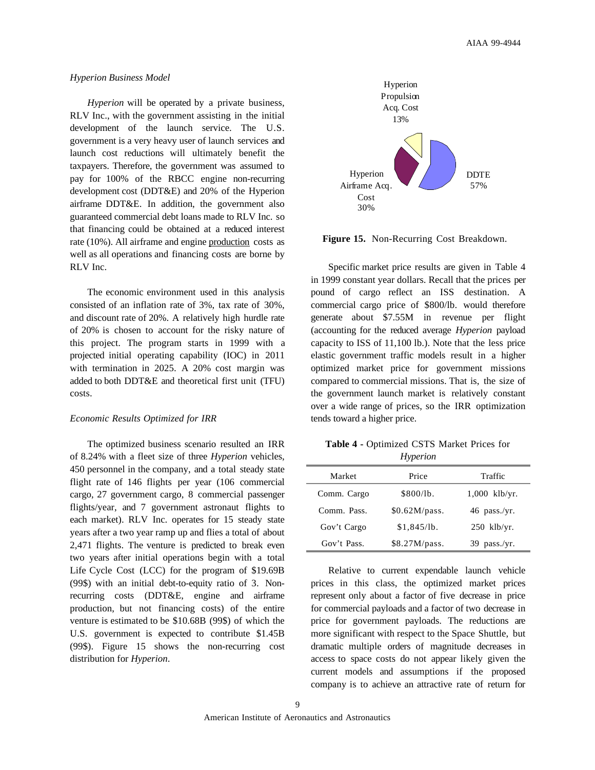*Hyperion Business Model*

*Hyperion* will be operated by a private business, RLV Inc., with the government assisting in the initial development of the launch service. The U.S. government is a very heavy user of launch services and launch cost reductions will ultimately benefit the taxpayers. Therefore, the government was assumed to pay for 100% of the RBCC engine non-recurring development cost (DDT&E) and 20% of the Hyperion airframe DDT&E. In addition, the government also guaranteed commercial debt loans made to RLV Inc. so that financing could be obtained at a reduced interest rate (10%). All airframe and engine production costs as well as all operations and financing costs are borne by RLV Inc.

The economic environment used in this analysis consisted of an inflation rate of 3%, tax rate of 30%, and discount rate of 20%. A relatively high hurdle rate of 20% is chosen to account for the risky nature of this project. The program starts in 1999 with a projected initial operating capability (IOC) in 2011 with termination in 2025. A 20% cost margin was added to both DDT&E and theoretical first unit (TFU) costs.

*Economic Results Optimized for IRR*

The optimized business scenario resulted an IRR of 8.24% with a fleet size of three *Hyperion* vehicles, 450 personnel in the company, and a total steady state flight rate of 146 flights per year (106 commercial cargo, 27 government cargo, 8 commercial passenger flights/year, and 7 government astronaut flights to each market). RLV Inc. operates for 15 steady state years after a two year ramp up and flies a total of about 2,471 flights. The venture is predicted to break even two years after initial operations begin with a total Life Cycle Cost (LCC) for the program of \$19.69B (99\$) with an initial debt-to-equity ratio of 3. Non-recurring costs (DDT&E, engine and airframe production, but not financing costs) of the entire venture is estimated to be \$10.68B (99\$) of which the U.S. government is expected to contribute \$1.45B (99\$). Figure 15 shows the non-recurring cost distribution for *Hyperion*.

Hyperion Propulsion Acq. Cost 13%

Hyperion Airframe Acq. Cost 30%

DDTE 57%

**Figure 15.** Non-Recurring Cost Breakdown.

Specific market price results are given in Table 4 in 1999 constant year dollars. Recall that the prices per pound of cargo reflect an ISS destination. A commercial cargo price of \$800/lb. would therefore generate about \$7.55M in revenue per flight (accounting for the reduced average *Hyperion* payload capacity to ISS of 11,100 lb.). Note that the less price elastic government traffic models result in a higher optimized market price for government missions compared to commercial missions. That is, the size of the government launch market is relatively constant over a wide range of prices, so the IRR optimization tends toward a higher price.

**Table 4** - Optimized CSTS Market Prices for *Hyperion*

| Market | Price | Traffic |
|---|---|---|
| Comm. Cargo | \$800/lb. | 1,000 klb/yr. |
| Comm. Pass. | \$0.62M/pass. | 46 pass./yr. |
| Gov't Cargo | \$1,845/lb. | 250 klb/yr. |
| Gov't Pass. | \$8.27M/pass. | 39 pass./yr. |

Relative to current expendable launch vehicle prices in this class, the optimized market prices represent only about a factor of five decrease in price for commercial payloads and a factor of two decrease in price for government payloads. The reductions are more significant with respect to the Space Shuttle, but dramatic multiple orders of magnitude decreases in access to space costs do not appear likely given the current models and assumptions if the proposed company is to achieve an attractive rate of return for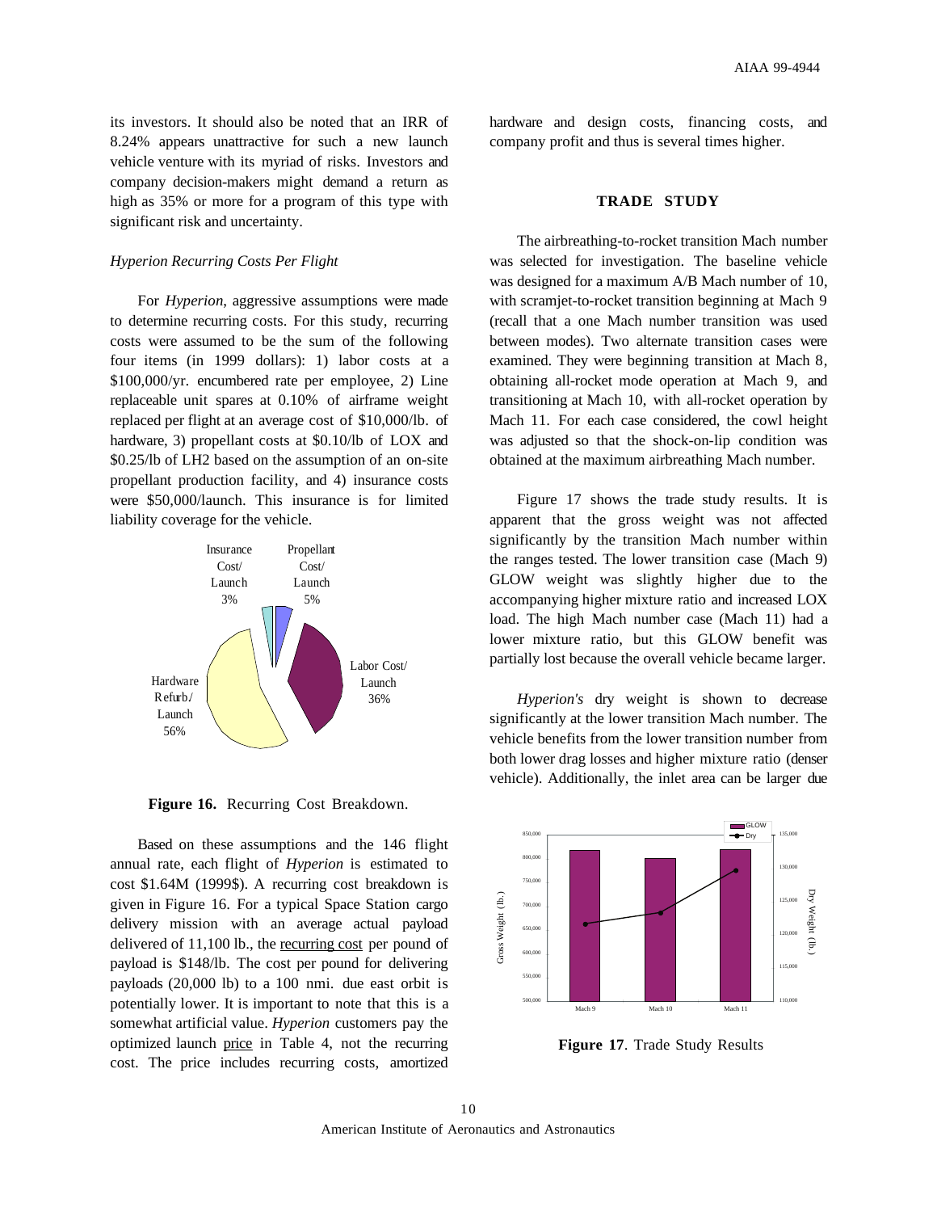its investors. It should also be noted that an IRR of 8.24% appears unattractive for such a new launch vehicle venture with its myriad of risks. Investors and company decision-makers might demand a return as high as 35% or more for a program of this type with significant risk and uncertainty.

*Hyperion Recurring Costs Per Flight*

For *Hyperion*, aggressive assumptions were made to determine recurring costs. For this study, recurring costs were assumed to be the sum of the following four items (in 1999 dollars): 1) labor costs at a \$100,000/yr. encumbered rate per employee, 2) Line replaceable unit spares at 0.10% of airframe weight replaced per flight at an average cost of \$10,000/lb. of hardware, 3) propellant costs at \$0.10/lb of LOX and \$0.25/lb of LH2 based on the assumption of an on-site propellant production facility, and 4) insurance costs were \$50,000/launch. This insurance is for limited liability coverage for the vehicle.

**Figure 16.** Recurring Cost Breakdown.

Based on these assumptions and the 146 flight annual rate, each flight of *Hyperion* is estimated to cost \$1.64M (1999\$). A recurring cost breakdown is given in Figure 16. For a typical Space Station cargo delivery mission with an average actual payload delivered of 11,100 lb., the recurring cost per pound of payload is \$148/lb. The cost per pound for delivering payloads (20,000 lb) to a 100 nmi. due east orbit is potentially lower. It is important to note that this is a somewhat artificial value. *Hyperion* customers pay the optimized launch price in Table 4, not the recurring cost. The price includes recurring costs, amortized hardware and design costs, financing costs, and company profit and thus is several times higher.

## TRADE STUDY

The airbreathing-to-rocket transition Mach number was selected for investigation. The baseline vehicle was designed for a maximum A/B Mach number of 10, with scramjet-to-rocket transition beginning at Mach 9 (recall that a one Mach number transition was used between modes). Two alternate transition cases were examined. They were beginning transition at Mach 8, obtaining all-rocket mode operation at Mach 9, and transitioning at Mach 10, with all-rocket operation by Mach 11. For each case considered, the cowl height was adjusted so that the shock-on-lip condition was obtained at the maximum airbreathing Mach number.

Figure 17 shows the trade study results. It is apparent that the gross weight was not affected significantly by the transition Mach number within the ranges tested. The lower transition case (Mach 9) GLOW weight was slightly higher due to the accompanying higher mixture ratio and increased LOX load. The high Mach number case (Mach 11) had a lower mixture ratio, but this GLOW benefit was partially lost because the overall vehicle became larger.

*Hyperion's* dry weight is shown to decrease significantly at the lower transition Mach number. The vehicle benefits from the lower transition number from both lower drag losses and higher mixture ratio (denser vehicle). Additionally, the inlet area can be larger due

**Figure 17**. Trade Study Results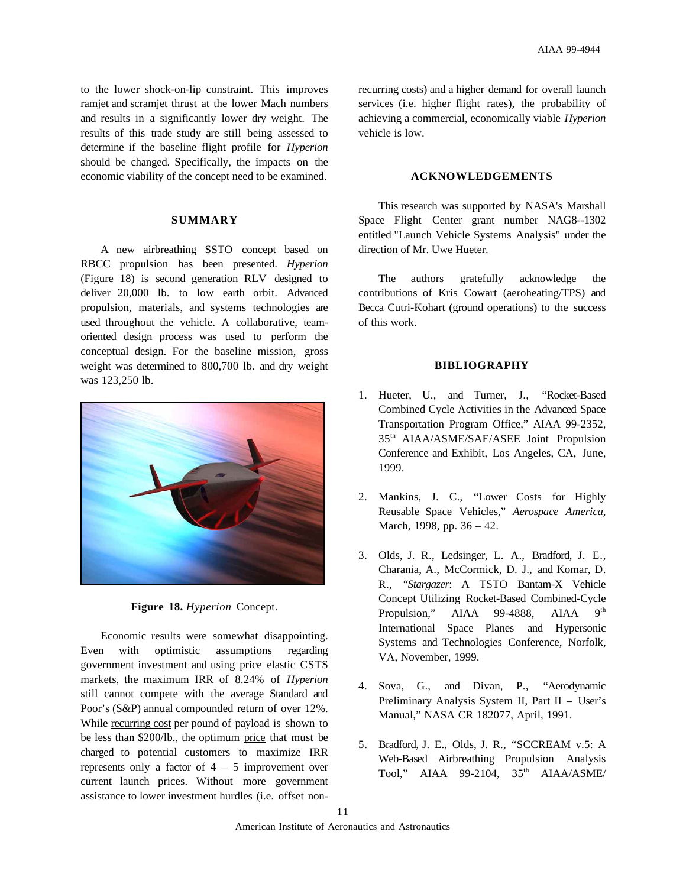to the lower shock-on-lip constraint. This improves ramjet and scramjet thrust at the lower Mach numbers and results in a significantly lower dry weight. The results of this trade study are still being assessed to determine if the baseline flight profile for *Hyperion* should be changed. Specifically, the impacts on the economic viability of the concept need to be examined.

## SUMMARY

A new airbreathing SSTO concept based on RBCC propulsion has been presented. *Hyperion* (Figure 18) is second generation RLV designed to deliver 20,000 lb. to low earth orbit. Advanced propulsion, materials, and systems technologies are used throughout the vehicle. A collaborative, team-oriented design process was used to perform the conceptual design. For the baseline mission, gross weight was determined to 800,700 lb. and dry weight was 123,250 lb.

**Figure 18.** *Hyperion* Concept.

Economic results were somewhat disappointing. Even with optimistic assumptions regarding government investment and using price elastic CSTS markets, the maximum IRR of 8.24% of *Hyperion* still cannot compete with the average Standard and Poor's (S&P) annual compounded return of over 12%. While recurring cost per pound of payload is shown to be less than \$200/lb., the optimum price that must be charged to potential customers to maximize IRR represents only a factor of 4 – 5 improvement over current launch prices. Without more government assistance to lower investment hurdles (i.e. offset non-recurring costs) and a higher demand for overall launch services (i.e. higher flight rates), the probability of achieving a commercial, economically viable *Hyperion* vehicle is low.

## ACKNOWLEDGEMENTS

This research was supported by NASA's Marshall Space Flight Center grant number NAG8--1302 entitled "Launch Vehicle Systems Analysis" under the direction of Mr. Uwe Hueter.

The authors gratefully acknowledge the contributions of Kris Cowart (aeroheating/TPS) and Becca Cutri-Kohart (ground operations) to the success of this work.

## BIBLIOGRAPHY

1. Hueter, U., and Turner, J., "Rocket-Based Combined Cycle Activities in the Advanced Space Transportation Program Office," AIAA 99-2352, 35th AIAA/ASME/SAE/ASEE Joint Propulsion Conference and Exhibit, Los Angeles, CA, June, 1999.

2. Mankins, J. C., "Lower Costs for Highly Reusable Space Vehicles," *Aerospace America*, March, 1998, pp. 36 – 42.

3. Olds, J. R., Ledsinger, L. A., Bradford, J. E., Charania, A., McCormick, D. J., and Komar, D. R., "*Stargazer*: A TSTO Bantam-X Vehicle Concept Utilizing Rocket-Based Combined-Cycle Propulsion," AIAA 99-4888, AIAA 9th International Space Planes and Hypersonic Systems and Technologies Conference, Norfolk, VA, November, 1999.

4. Sova, G., and Divan, P., "Aerodynamic Preliminary Analysis System II, Part II – User's Manual," NASA CR 182077, April, 1991.

5. Bradford, J. E., Olds, J. R., "SCCREAM v.5: A Web-Based Airbreathing Propulsion Analysis Tool," AIAA 99-2104, 35th AIAA/ASME/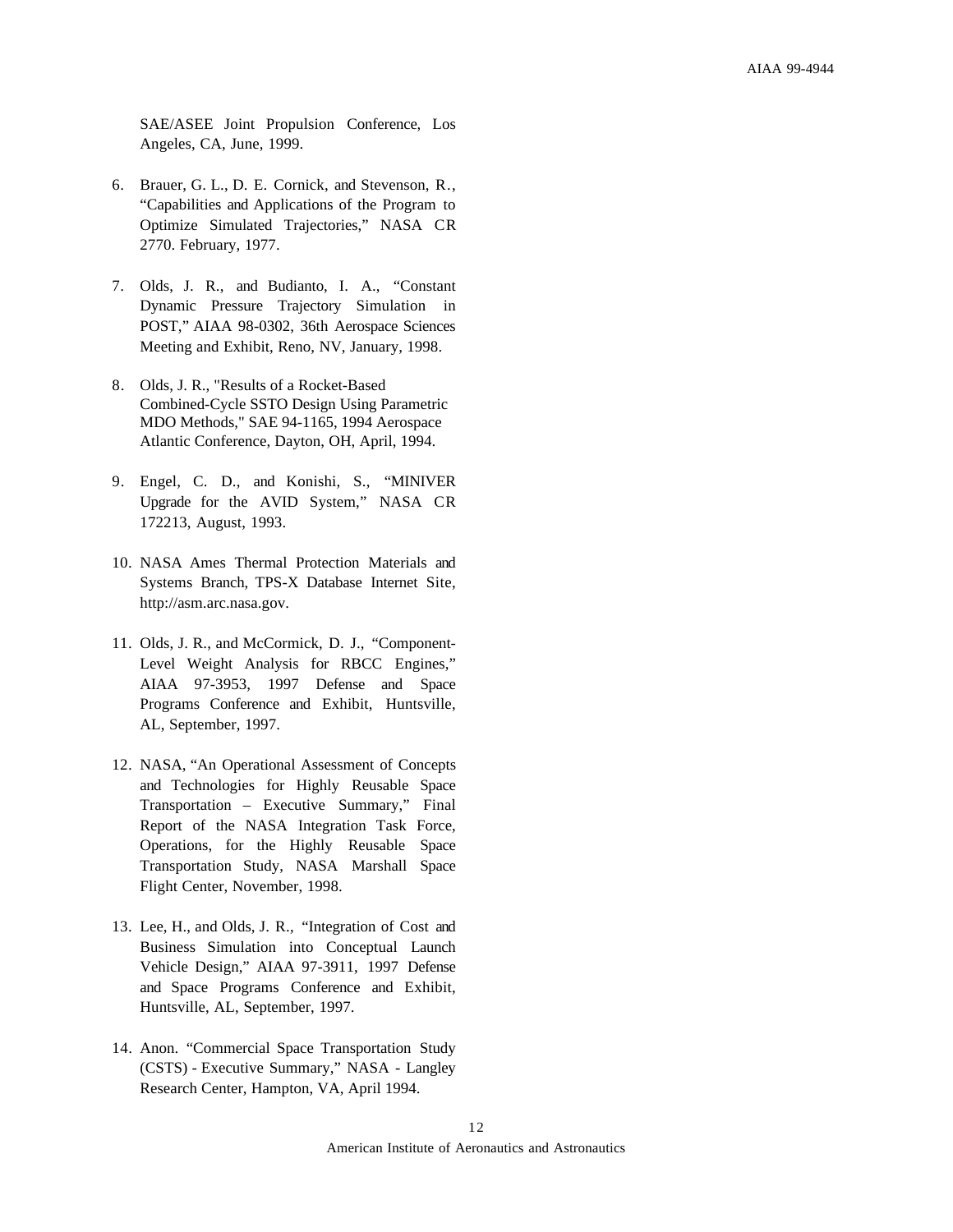SAE/ASEE Joint Propulsion Conference, Los Angeles, CA, June, 1999.

6. Brauer, G. L., D. E. Cornick, and Stevenson, R., “Capabilities and Applications of the Program to Optimize Simulated Trajectories,” NASA CR 2770. February, 1977.

7. Olds, J. R., and Budianto, I. A., “Constant Dynamic Pressure Trajectory Simulation in POST,” AIAA 98-0302, 36th Aerospace Sciences Meeting and Exhibit, Reno, NV, January, 1998.

8. Olds, J. R., "Results of a Rocket-Based Combined-Cycle SSTO Design Using Parametric MDO Methods," SAE 94-1165, 1994 Aerospace Atlantic Conference, Dayton, OH, April, 1994.

9. Engel, C. D., and Konishi, S., “MINIVER Upgrade for the AVID System,” NASA CR 172213, August, 1993.

10. NASA Ames Thermal Protection Materials and Systems Branch, TPS-X Database Internet Site, http://asm.arc.nasa.gov.

11. Olds, J. R., and McCormick, D. J., “Component-Level Weight Analysis for RBCC Engines,” AIAA 97-3953, 1997 Defense and Space Programs Conference and Exhibit, Huntsville, AL, September, 1997.

12. NASA, “An Operational Assessment of Concepts and Technologies for Highly Reusable Space Transportation – Executive Summary,” Final Report of the NASA Integration Task Force, Operations, for the Highly Reusable Space Transportation Study, NASA Marshall Space Flight Center, November, 1998.

13. Lee, H., and Olds, J. R., “Integration of Cost and Business Simulation into Conceptual Launch Vehicle Design,” AIAA 97-3911, 1997 Defense and Space Programs Conference and Exhibit, Huntsville, AL, September, 1997.

14. Anon. “Commercial Space Transportation Study (CSTS) - Executive Summary,” NASA - Langley Research Center, Hampton, VA, April 1994.